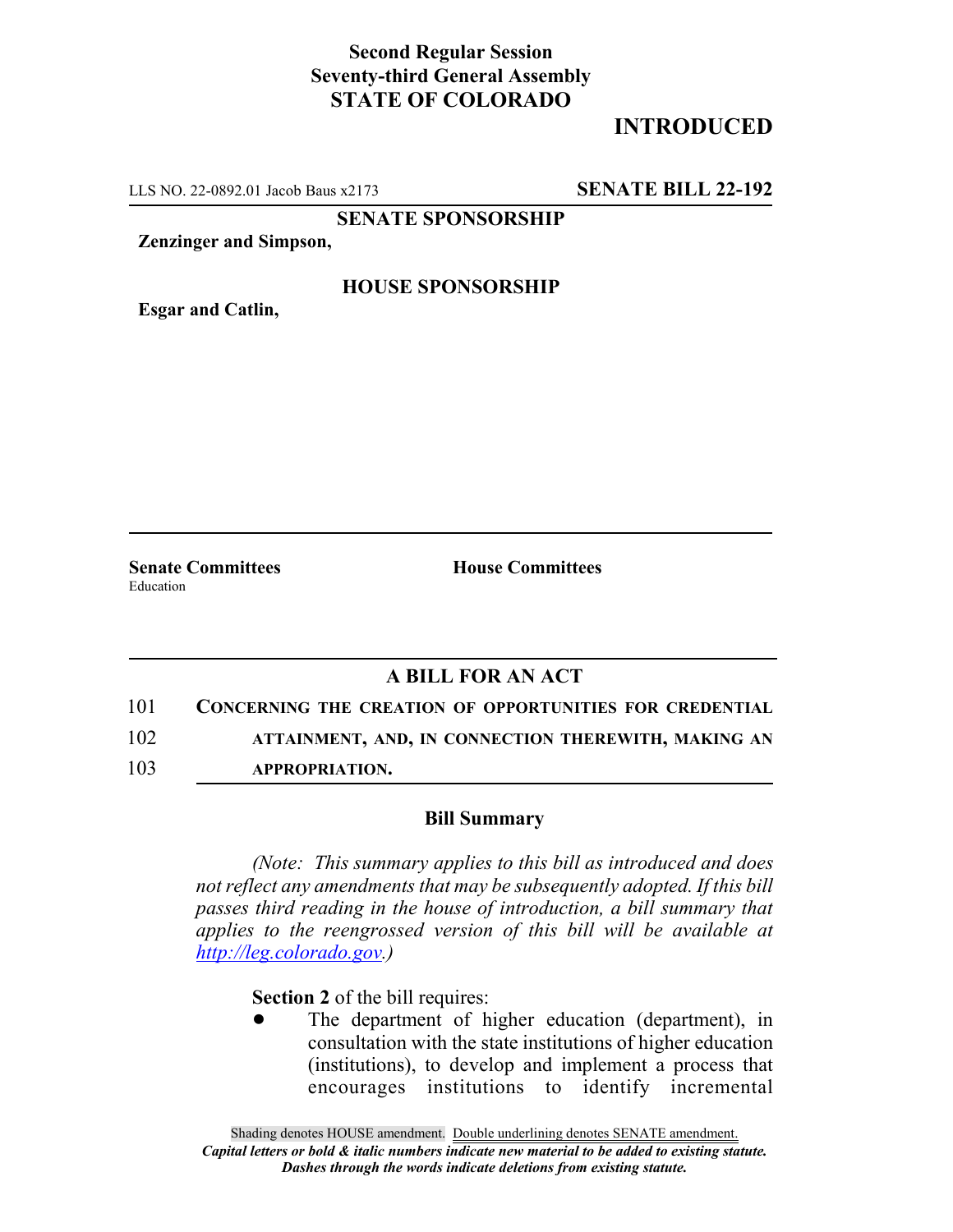**Second Regular Session**
**Seventy-third General Assembly**
**STATE OF COLORADO**

# INTRODUCTED

LLS NO. 22-0892.01 Jacob Baus x2173 **SENATE BILL 22-192**

**SENATE SPONSORSHIP**

**Zenzinger and Simpson,**

**HOUSE SPONSORSHIP**

**Esgar and Catlin,**

**Senate Committees**
Education

**House Committees**

## A BILL FOR AN ACT

101 **CONCERNING THE CREATION OF OPPORTUNITIES FOR CREDENTIAL**
102 **ATTAINMENT, AND, IN CONNECTION THEREWITH, MAKING AN**
103 **APPROPRIATION.**

### Bill Summary

*(Note: This summary applies to this bill as introduced and does not reflect any amendments that may be subsequently adopted. If this bill passes third reading in the house of introduction, a bill summary that applies to the reengrossed version of this bill will be available at http://leg.colorado.gov.)*

**Section 2** of the bill requires:

- The department of higher education (department), in consultation with the state institutions of higher education (institutions), to develop and implement a process that encourages institutions to identify incremental

Shading denotes HOUSE amendment. Double underlining denotes SENATE amendment.
*Capital letters or bold & italic numbers indicate new material to be added to existing statute.*
*Dashes through the words indicate deletions from existing statute.*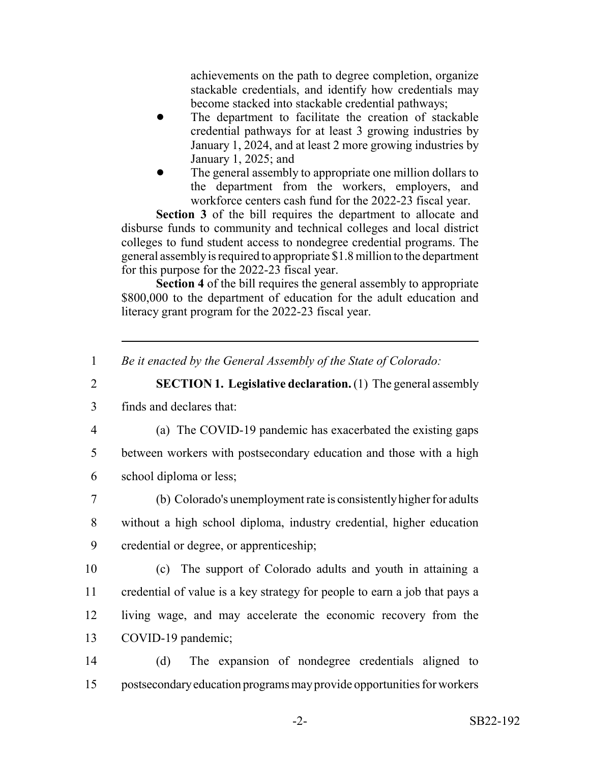achievements on the path to degree completion, organize stackable credentials, and identify how credentials may become stacked into stackable credential pathways;

- The department to facilitate the creation of stackable credential pathways for at least 3 growing industries by January 1, 2024, and at least 2 more growing industries by January 1, 2025; and
- The general assembly to appropriate one million dollars to the department from the workers, employers, and workforce centers cash fund for the 2022-23 fiscal year.

**Section 3** of the bill requires the department to allocate and disburse funds to community and technical colleges and local district colleges to fund student access to nondegree credential programs. The general assembly is required to appropriate $1.8 million to the department for this purpose for the 2022-23 fiscal year.

**Section 4** of the bill requires the general assembly to appropriate $800,000 to the department of education for the adult education and literacy grant program for the 2022-23 fiscal year.

---

1 *Be it enacted by the General Assembly of the State of Colorado:*

2 **SECTION 1. Legislative declaration.** (1) The general assembly
3 finds and declares that:

4 (a) The COVID-19 pandemic has exacerbated the existing gaps
5 between workers with postsecondary education and those with a high
6 school diploma or less;

7 (b) Colorado's unemployment rate is consistently higher for adults
8 without a high school diploma, industry credential, higher education
9 credential or degree, or apprenticeship;

10 (c) The support of Colorado adults and youth in attaining a
11 credential of value is a key strategy for people to earn a job that pays a
12 living wage, and may accelerate the economic recovery from the
13 COVID-19 pandemic;

14 (d) The expansion of nondegree credentials aligned to
15 postsecondary education programs may provide opportunities for workers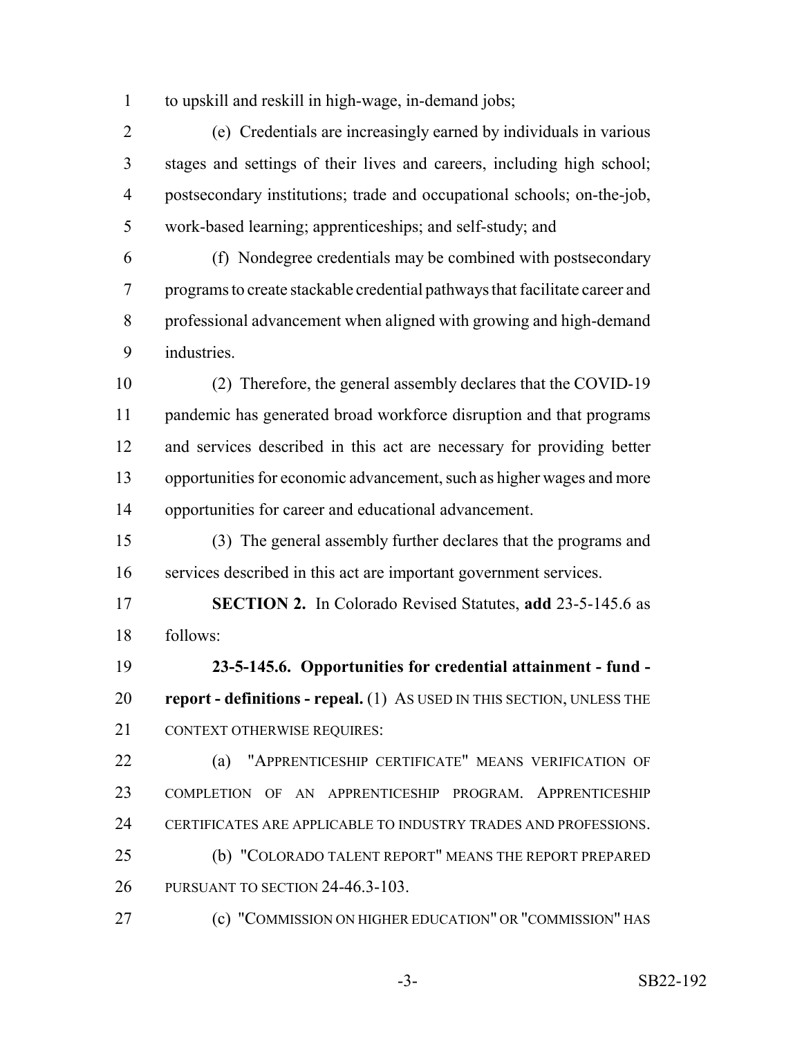to upskill and reskill in high-wage, in-demand jobs;

(e) Credentials are increasingly earned by individuals in various stages and settings of their lives and careers, including high school; postsecondary institutions; trade and occupational schools; on-the-job, work-based learning; apprenticeships; and self-study; and

(f) Nondegree credentials may be combined with postsecondary programs to create stackable credential pathways that facilitate career and professional advancement when aligned with growing and high-demand industries.

(2) Therefore, the general assembly declares that the COVID-19 pandemic has generated broad workforce disruption and that programs and services described in this act are necessary for providing better opportunities for economic advancement, such as higher wages and more opportunities for career and educational advancement.

(3) The general assembly further declares that the programs and services described in this act are important government services.

**SECTION 2.** In Colorado Revised Statutes, **add** 23-5-145.6 as follows:

**23-5-145.6. Opportunities for credential attainment - fund - report - definitions - repeal.** (1) AS USED IN THIS SECTION, UNLESS THE CONTEXT OTHERWISE REQUIRES:

(a) "APPRENTICESHIP CERTIFICATE" MEANS VERIFICATION OF COMPLETION OF AN APPRENTICESHIP PROGRAM. APPRENTICESHIP CERTIFICATES ARE APPLICABLE TO INDUSTRY TRADES AND PROFESSIONS.

(b) "COLORADO TALENT REPORT" MEANS THE REPORT PREPARED PURSUANT TO SECTION 24-46.3-103.

(c) "COMMISSION ON HIGHER EDUCATION" OR "COMMISSION" HAS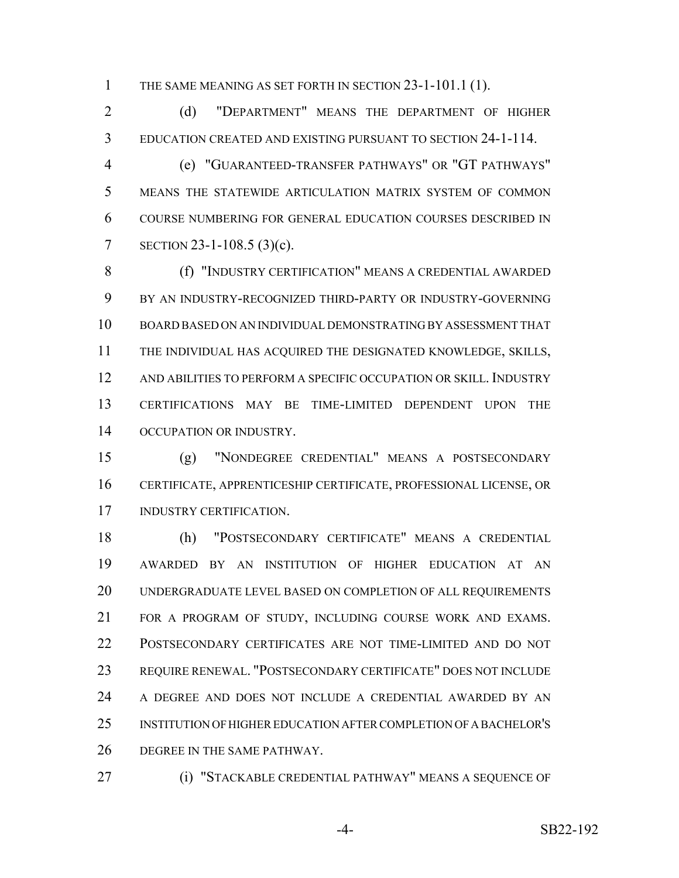THE SAME MEANING AS SET FORTH IN SECTION 23-1-101.1 (1).

(d) "DEPARTMENT" MEANS THE DEPARTMENT OF HIGHER EDUCATION CREATED AND EXISTING PURSUANT TO SECTION 24-1-114.

(e) "GUARANTEED-TRANSFER PATHWAYS" OR "GT PATHWAYS" MEANS THE STATEWIDE ARTICULATION MATRIX SYSTEM OF COMMON COURSE NUMBERING FOR GENERAL EDUCATION COURSES DESCRIBED IN SECTION 23-1-108.5 (3)(c).

(f) "INDUSTRY CERTIFICATION" MEANS A CREDENTIAL AWARDED BY AN INDUSTRY-RECOGNIZED THIRD-PARTY OR INDUSTRY-GOVERNING BOARD BASED ON AN INDIVIDUAL DEMONSTRATING BY ASSESSMENT THAT THE INDIVIDUAL HAS ACQUIRED THE DESIGNATED KNOWLEDGE, SKILLS, AND ABILITIES TO PERFORM A SPECIFIC OCCUPATION OR SKILL. INDUSTRY CERTIFICATIONS MAY BE TIME-LIMITED DEPENDENT UPON THE OCCUPATION OR INDUSTRY.

(g) "NONDEGREE CREDENTIAL" MEANS A POSTSECONDARY CERTIFICATE, APPRENTICESHIP CERTIFICATE, PROFESSIONAL LICENSE, OR INDUSTRY CERTIFICATION.

(h) "POSTSECONDARY CERTIFICATE" MEANS A CREDENTIAL AWARDED BY AN INSTITUTION OF HIGHER EDUCATION AT AN UNDERGRADUATE LEVEL BASED ON COMPLETION OF ALL REQUIREMENTS FOR A PROGRAM OF STUDY, INCLUDING COURSE WORK AND EXAMS. POSTSECONDARY CERTIFICATES ARE NOT TIME-LIMITED AND DO NOT REQUIRE RENEWAL. "POSTSECONDARY CERTIFICATE" DOES NOT INCLUDE A DEGREE AND DOES NOT INCLUDE A CREDENTIAL AWARDED BY AN INSTITUTION OF HIGHER EDUCATION AFTER COMPLETION OF A BACHELOR'S DEGREE IN THE SAME PATHWAY.

(i) "STACKABLE CREDENTIAL PATHWAY" MEANS A SEQUENCE OF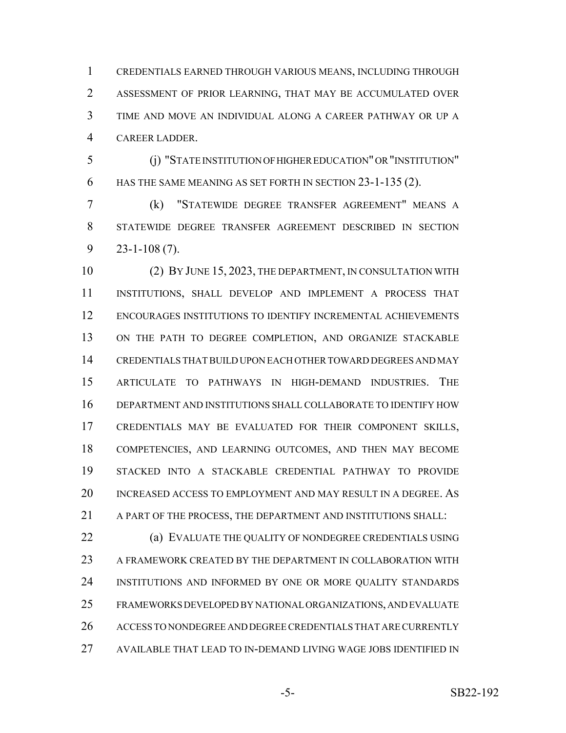CREDENTIALS EARNED THROUGH VARIOUS MEANS, INCLUDING THROUGH ASSESSMENT OF PRIOR LEARNING, THAT MAY BE ACCUMULATED OVER TIME AND MOVE AN INDIVIDUAL ALONG A CAREER PATHWAY OR UP A CAREER LADDER.

(j) "STATE INSTITUTION OF HIGHER EDUCATION" OR "INSTITUTION" HAS THE SAME MEANING AS SET FORTH IN SECTION 23-1-135 (2).

(k) "STATEWIDE DEGREE TRANSFER AGREEMENT" MEANS A STATEWIDE DEGREE TRANSFER AGREEMENT DESCRIBED IN SECTION 23-1-108 (7).

(2) BY JUNE 15, 2023, THE DEPARTMENT, IN CONSULTATION WITH INSTITUTIONS, SHALL DEVELOP AND IMPLEMENT A PROCESS THAT ENCOURAGES INSTITUTIONS TO IDENTIFY INCREMENTAL ACHIEVEMENTS ON THE PATH TO DEGREE COMPLETION, AND ORGANIZE STACKABLE CREDENTIALS THAT BUILD UPON EACH OTHER TOWARD DEGREES AND MAY ARTICULATE TO PATHWAYS IN HIGH-DEMAND INDUSTRIES. THE DEPARTMENT AND INSTITUTIONS SHALL COLLABORATE TO IDENTIFY HOW CREDENTIALS MAY BE EVALUATED FOR THEIR COMPONENT SKILLS, COMPETENCIES, AND LEARNING OUTCOMES, AND THEN MAY BECOME STACKED INTO A STACKABLE CREDENTIAL PATHWAY TO PROVIDE INCREASED ACCESS TO EMPLOYMENT AND MAY RESULT IN A DEGREE. AS A PART OF THE PROCESS, THE DEPARTMENT AND INSTITUTIONS SHALL:

(a) EVALUATE THE QUALITY OF NONDEGREE CREDENTIALS USING A FRAMEWORK CREATED BY THE DEPARTMENT IN COLLABORATION WITH INSTITUTIONS AND INFORMED BY ONE OR MORE QUALITY STANDARDS FRAMEWORKS DEVELOPED BY NATIONAL ORGANIZATIONS, AND EVALUATE ACCESS TO NONDEGREE AND DEGREE CREDENTIALS THAT ARE CURRENTLY AVAILABLE THAT LEAD TO IN-DEMAND LIVING WAGE JOBS IDENTIFIED IN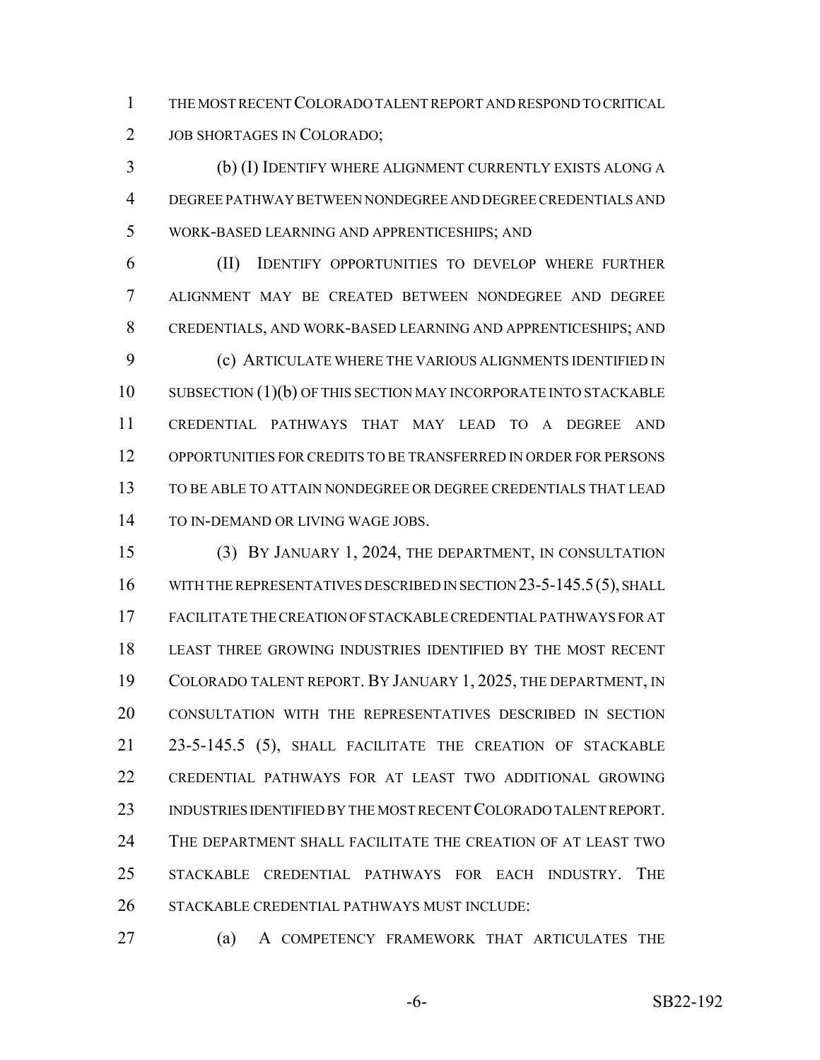THE MOST RECENT COLORADO TALENT REPORT AND RESPOND TO CRITICAL JOB SHORTAGES IN COLORADO;

(b) (I) IDENTIFY WHERE ALIGNMENT CURRENTLY EXISTS ALONG A DEGREE PATHWAY BETWEEN NONDEGREE AND DEGREE CREDENTIALS AND WORK-BASED LEARNING AND APPRENTICESHIPS; AND

(II) IDENTIFY OPPORTUNITIES TO DEVELOP WHERE FURTHER ALIGNMENT MAY BE CREATED BETWEEN NONDEGREE AND DEGREE CREDENTIALS, AND WORK-BASED LEARNING AND APPRENTICESHIPS; AND

(c) ARTICULATE WHERE THE VARIOUS ALIGNMENTS IDENTIFIED IN SUBSECTION (1)(b) OF THIS SECTION MAY INCORPORATE INTO STACKABLE CREDENTIAL PATHWAYS THAT MAY LEAD TO A DEGREE AND OPPORTUNITIES FOR CREDITS TO BE TRANSFERRED IN ORDER FOR PERSONS TO BE ABLE TO ATTAIN NONDEGREE OR DEGREE CREDENTIALS THAT LEAD TO IN-DEMAND OR LIVING WAGE JOBS.

(3) BY JANUARY 1, 2024, THE DEPARTMENT, IN CONSULTATION WITH THE REPRESENTATIVES DESCRIBED IN SECTION 23-5-145.5 (5), SHALL FACILITATE THE CREATION OF STACKABLE CREDENTIAL PATHWAYS FOR AT LEAST THREE GROWING INDUSTRIES IDENTIFIED BY THE MOST RECENT COLORADO TALENT REPORT. BY JANUARY 1, 2025, THE DEPARTMENT, IN CONSULTATION WITH THE REPRESENTATIVES DESCRIBED IN SECTION 23-5-145.5 (5), SHALL FACILITATE THE CREATION OF STACKABLE CREDENTIAL PATHWAYS FOR AT LEAST TWO ADDITIONAL GROWING INDUSTRIES IDENTIFIED BY THE MOST RECENT COLORADO TALENT REPORT. THE DEPARTMENT SHALL FACILITATE THE CREATION OF AT LEAST TWO STACKABLE CREDENTIAL PATHWAYS FOR EACH INDUSTRY. THE STACKABLE CREDENTIAL PATHWAYS MUST INCLUDE:

(a) A COMPETENCY FRAMEWORK THAT ARTICULATES THE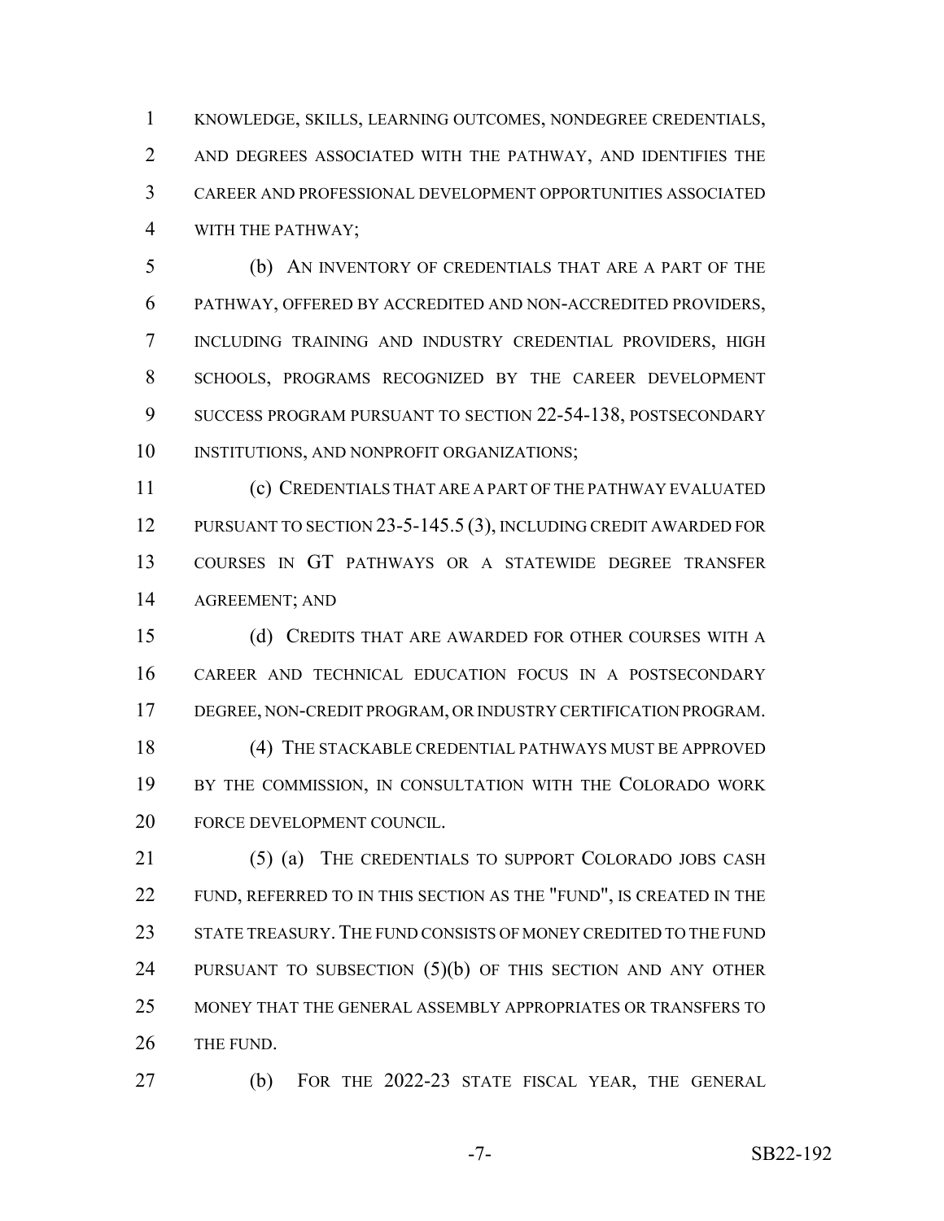KNOWLEDGE, SKILLS, LEARNING OUTCOMES, NONDEGREE CREDENTIALS, AND DEGREES ASSOCIATED WITH THE PATHWAY, AND IDENTIFIES THE CAREER AND PROFESSIONAL DEVELOPMENT OPPORTUNITIES ASSOCIATED WITH THE PATHWAY;

(b) AN INVENTORY OF CREDENTIALS THAT ARE A PART OF THE PATHWAY, OFFERED BY ACCREDITED AND NON-ACCREDITED PROVIDERS, INCLUDING TRAINING AND INDUSTRY CREDENTIAL PROVIDERS, HIGH SCHOOLS, PROGRAMS RECOGNIZED BY THE CAREER DEVELOPMENT SUCCESS PROGRAM PURSUANT TO SECTION 22-54-138, POSTSECONDARY INSTITUTIONS, AND NONPROFIT ORGANIZATIONS;

(c) CREDENTIALS THAT ARE A PART OF THE PATHWAY EVALUATED PURSUANT TO SECTION 23-5-145.5 (3), INCLUDING CREDIT AWARDED FOR COURSES IN GT PATHWAYS OR A STATEWIDE DEGREE TRANSFER AGREEMENT; AND

(d) CREDITS THAT ARE AWARDED FOR OTHER COURSES WITH A CAREER AND TECHNICAL EDUCATION FOCUS IN A POSTSECONDARY DEGREE, NON-CREDIT PROGRAM, OR INDUSTRY CERTIFICATION PROGRAM.

(4) THE STACKABLE CREDENTIAL PATHWAYS MUST BE APPROVED BY THE COMMISSION, IN CONSULTATION WITH THE COLORADO WORK FORCE DEVELOPMENT COUNCIL.

(5) (a) THE CREDENTIALS TO SUPPORT COLORADO JOBS CASH FUND, REFERRED TO IN THIS SECTION AS THE "FUND", IS CREATED IN THE STATE TREASURY. THE FUND CONSISTS OF MONEY CREDITED TO THE FUND PURSUANT TO SUBSECTION (5)(b) OF THIS SECTION AND ANY OTHER MONEY THAT THE GENERAL ASSEMBLY APPROPRIATES OR TRANSFERS TO THE FUND.

(b) FOR THE 2022-23 STATE FISCAL YEAR, THE GENERAL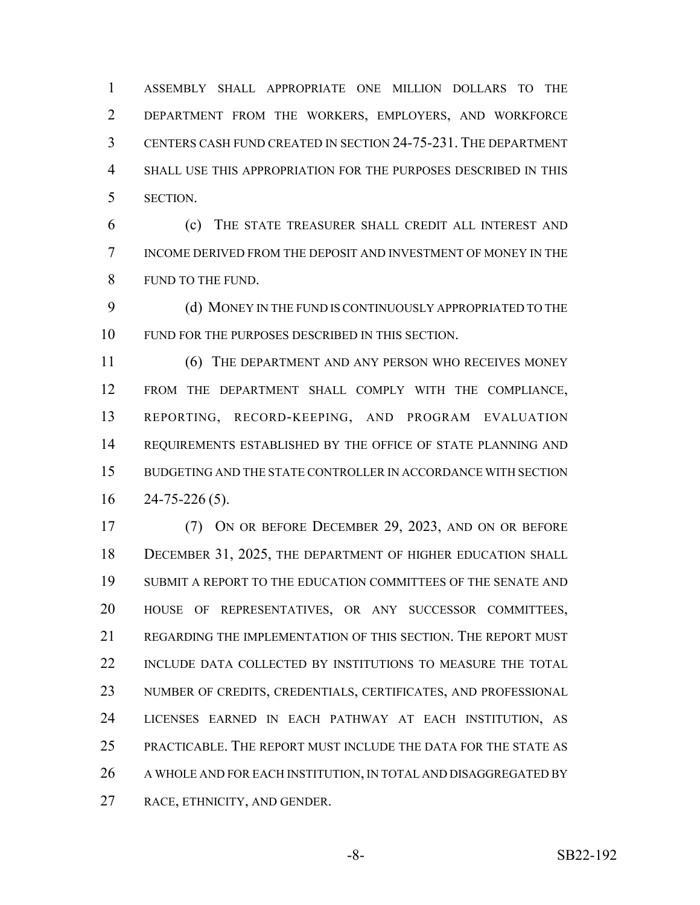ASSEMBLY SHALL APPROPRIATE ONE MILLION DOLLARS TO THE DEPARTMENT FROM THE WORKERS, EMPLOYERS, AND WORKFORCE CENTERS CASH FUND CREATED IN SECTION 24-75-231. THE DEPARTMENT SHALL USE THIS APPROPRIATION FOR THE PURPOSES DESCRIBED IN THIS SECTION.

(c) THE STATE TREASURER SHALL CREDIT ALL INTEREST AND INCOME DERIVED FROM THE DEPOSIT AND INVESTMENT OF MONEY IN THE FUND TO THE FUND.

(d) MONEY IN THE FUND IS CONTINUOUSLY APPROPRIATED TO THE FUND FOR THE PURPOSES DESCRIBED IN THIS SECTION.

(6) THE DEPARTMENT AND ANY PERSON WHO RECEIVES MONEY FROM THE DEPARTMENT SHALL COMPLY WITH THE COMPLIANCE, REPORTING, RECORD-KEEPING, AND PROGRAM EVALUATION REQUIREMENTS ESTABLISHED BY THE OFFICE OF STATE PLANNING AND BUDGETING AND THE STATE CONTROLLER IN ACCORDANCE WITH SECTION 24-75-226 (5).

(7) ON OR BEFORE DECEMBER 29, 2023, AND ON OR BEFORE DECEMBER 31, 2025, THE DEPARTMENT OF HIGHER EDUCATION SHALL SUBMIT A REPORT TO THE EDUCATION COMMITTEES OF THE SENATE AND HOUSE OF REPRESENTATIVES, OR ANY SUCCESSOR COMMITTEES, REGARDING THE IMPLEMENTATION OF THIS SECTION. THE REPORT MUST INCLUDE DATA COLLECTED BY INSTITUTIONS TO MEASURE THE TOTAL NUMBER OF CREDITS, CREDENTIALS, CERTIFICATES, AND PROFESSIONAL LICENSES EARNED IN EACH PATHWAY AT EACH INSTITUTION, AS PRACTICABLE. THE REPORT MUST INCLUDE THE DATA FOR THE STATE AS A WHOLE AND FOR EACH INSTITUTION, IN TOTAL AND DISAGGREGATED BY RACE, ETHNICITY, AND GENDER.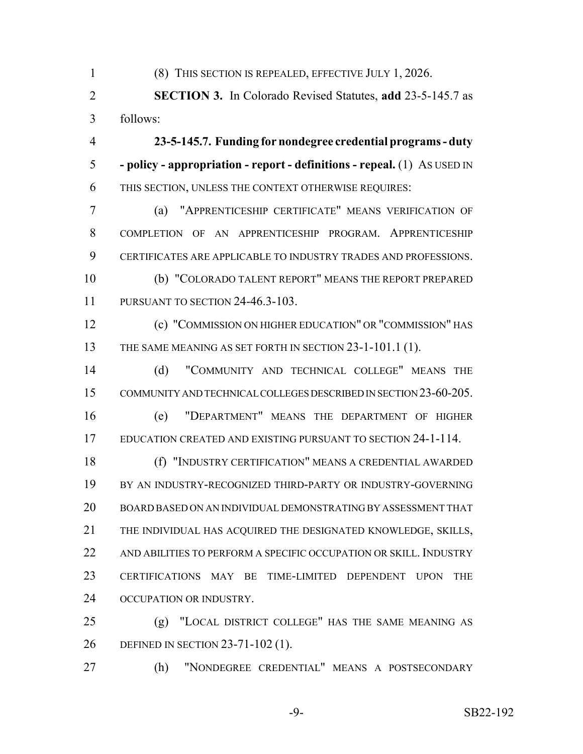(8) THIS SECTION IS REPEALED, EFFECTIVE JULY 1, 2026.

**SECTION 3.** In Colorado Revised Statutes, **add** 23-5-145.7 as follows:

**23-5-145.7. Funding for nondegree credential programs - duty - policy - appropriation - report - definitions - repeal.** (1) AS USED IN THIS SECTION, UNLESS THE CONTEXT OTHERWISE REQUIRES:

(a) "APPRENTICESHIP CERTIFICATE" MEANS VERIFICATION OF COMPLETION OF AN APPRENTICESHIP PROGRAM. APPRENTICESHIP CERTIFICATES ARE APPLICABLE TO INDUSTRY TRADES AND PROFESSIONS.

(b) "COLORADO TALENT REPORT" MEANS THE REPORT PREPARED PURSUANT TO SECTION 24-46.3-103.

(c) "COMMISSION ON HIGHER EDUCATION" OR "COMMISSION" HAS THE SAME MEANING AS SET FORTH IN SECTION 23-1-101.1 (1).

(d) "COMMUNITY AND TECHNICAL COLLEGE" MEANS THE COMMUNITY AND TECHNICAL COLLEGES DESCRIBED IN SECTION 23-60-205.

(e) "DEPARTMENT" MEANS THE DEPARTMENT OF HIGHER EDUCATION CREATED AND EXISTING PURSUANT TO SECTION 24-1-114.

(f) "INDUSTRY CERTIFICATION" MEANS A CREDENTIAL AWARDED BY AN INDUSTRY-RECOGNIZED THIRD-PARTY OR INDUSTRY-GOVERNING BOARD BASED ON AN INDIVIDUAL DEMONSTRATING BY ASSESSMENT THAT THE INDIVIDUAL HAS ACQUIRED THE DESIGNATED KNOWLEDGE, SKILLS, AND ABILITIES TO PERFORM A SPECIFIC OCCUPATION OR SKILL. INDUSTRY CERTIFICATIONS MAY BE TIME-LIMITED DEPENDENT UPON THE OCCUPATION OR INDUSTRY.

(g) "LOCAL DISTRICT COLLEGE" HAS THE SAME MEANING AS DEFINED IN SECTION 23-71-102 (1).

(h) "NONDEGREE CREDENTIAL" MEANS A POSTSECONDARY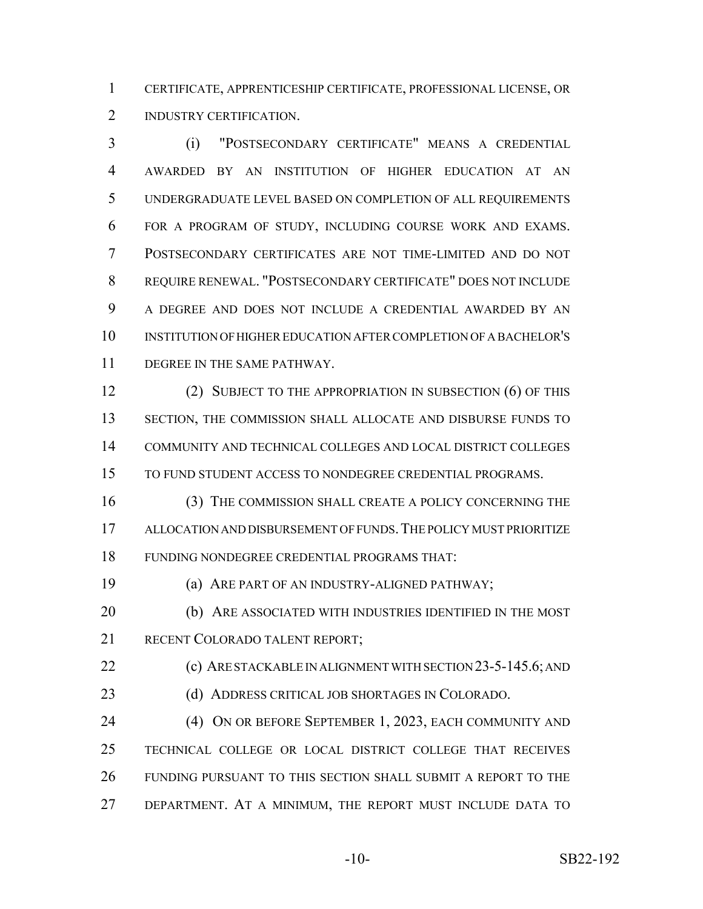CERTIFICATE, APPRENTICESHIP CERTIFICATE, PROFESSIONAL LICENSE, OR INDUSTRY CERTIFICATION.

(i) "POSTSECONDARY CERTIFICATE" MEANS A CREDENTIAL AWARDED BY AN INSTITUTION OF HIGHER EDUCATION AT AN UNDERGRADUATE LEVEL BASED ON COMPLETION OF ALL REQUIREMENTS FOR A PROGRAM OF STUDY, INCLUDING COURSE WORK AND EXAMS. POSTSECONDARY CERTIFICATES ARE NOT TIME-LIMITED AND DO NOT REQUIRE RENEWAL. "POSTSECONDARY CERTIFICATE" DOES NOT INCLUDE A DEGREE AND DOES NOT INCLUDE A CREDENTIAL AWARDED BY AN INSTITUTION OF HIGHER EDUCATION AFTER COMPLETION OF A BACHELOR'S DEGREE IN THE SAME PATHWAY.

(2) SUBJECT TO THE APPROPRIATION IN SUBSECTION (6) OF THIS SECTION, THE COMMISSION SHALL ALLOCATE AND DISBURSE FUNDS TO COMMUNITY AND TECHNICAL COLLEGES AND LOCAL DISTRICT COLLEGES TO FUND STUDENT ACCESS TO NONDEGREE CREDENTIAL PROGRAMS.

(3) THE COMMISSION SHALL CREATE A POLICY CONCERNING THE ALLOCATION AND DISBURSEMENT OF FUNDS. THE POLICY MUST PRIORITIZE FUNDING NONDEGREE CREDENTIAL PROGRAMS THAT:

(a) ARE PART OF AN INDUSTRY-ALIGNED PATHWAY;

(b) ARE ASSOCIATED WITH INDUSTRIES IDENTIFIED IN THE MOST RECENT COLORADO TALENT REPORT;

(c) ARE STACKABLE IN ALIGNMENT WITH SECTION 23-5-145.6; AND

(d) ADDRESS CRITICAL JOB SHORTAGES IN COLORADO.

(4) ON OR BEFORE SEPTEMBER 1, 2023, EACH COMMUNITY AND TECHNICAL COLLEGE OR LOCAL DISTRICT COLLEGE THAT RECEIVES FUNDING PURSUANT TO THIS SECTION SHALL SUBMIT A REPORT TO THE DEPARTMENT. AT A MINIMUM, THE REPORT MUST INCLUDE DATA TO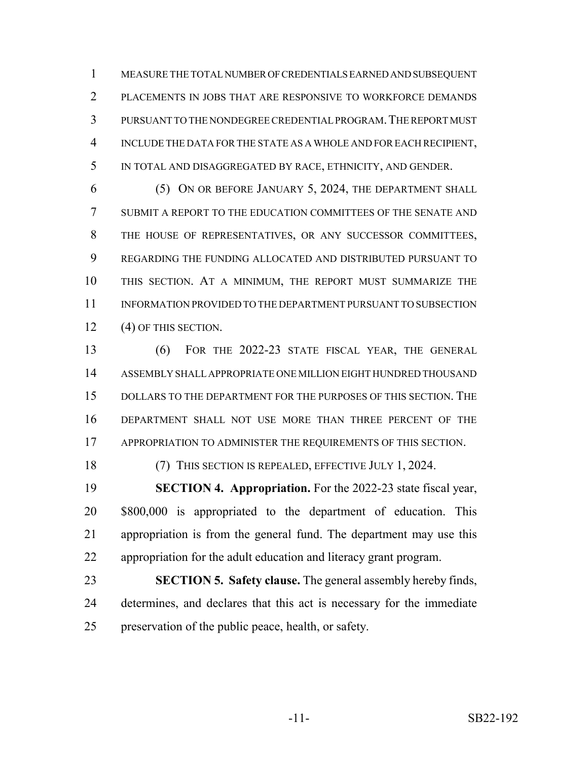MEASURE THE TOTAL NUMBER OF CREDENTIALS EARNED AND SUBSEQUENT PLACEMENTS IN JOBS THAT ARE RESPONSIVE TO WORKFORCE DEMANDS PURSUANT TO THE NONDEGREE CREDENTIAL PROGRAM. THE REPORT MUST INCLUDE THE DATA FOR THE STATE AS A WHOLE AND FOR EACH RECIPIENT, IN TOTAL AND DISAGGREGATED BY RACE, ETHNICITY, AND GENDER.

(5) ON OR BEFORE JANUARY 5, 2024, THE DEPARTMENT SHALL SUBMIT A REPORT TO THE EDUCATION COMMITTEES OF THE SENATE AND THE HOUSE OF REPRESENTATIVES, OR ANY SUCCESSOR COMMITTEES, REGARDING THE FUNDING ALLOCATED AND DISTRIBUTED PURSUANT TO THIS SECTION. AT A MINIMUM, THE REPORT MUST SUMMARIZE THE INFORMATION PROVIDED TO THE DEPARTMENT PURSUANT TO SUBSECTION (4) OF THIS SECTION.

(6) FOR THE 2022-23 STATE FISCAL YEAR, THE GENERAL ASSEMBLY SHALL APPROPRIATE ONE MILLION EIGHT HUNDRED THOUSAND DOLLARS TO THE DEPARTMENT FOR THE PURPOSES OF THIS SECTION. THE DEPARTMENT SHALL NOT USE MORE THAN THREE PERCENT OF THE APPROPRIATION TO ADMINISTER THE REQUIREMENTS OF THIS SECTION.

(7) THIS SECTION IS REPEALED, EFFECTIVE JULY 1, 2024.

**SECTION 4. Appropriation.** For the 2022-23 state fiscal year, $800,000 is appropriated to the department of education. This appropriation is from the general fund. The department may use this appropriation for the adult education and literacy grant program.

**SECTION 5. Safety clause.** The general assembly hereby finds, determines, and declares that this act is necessary for the immediate preservation of the public peace, health, or safety.